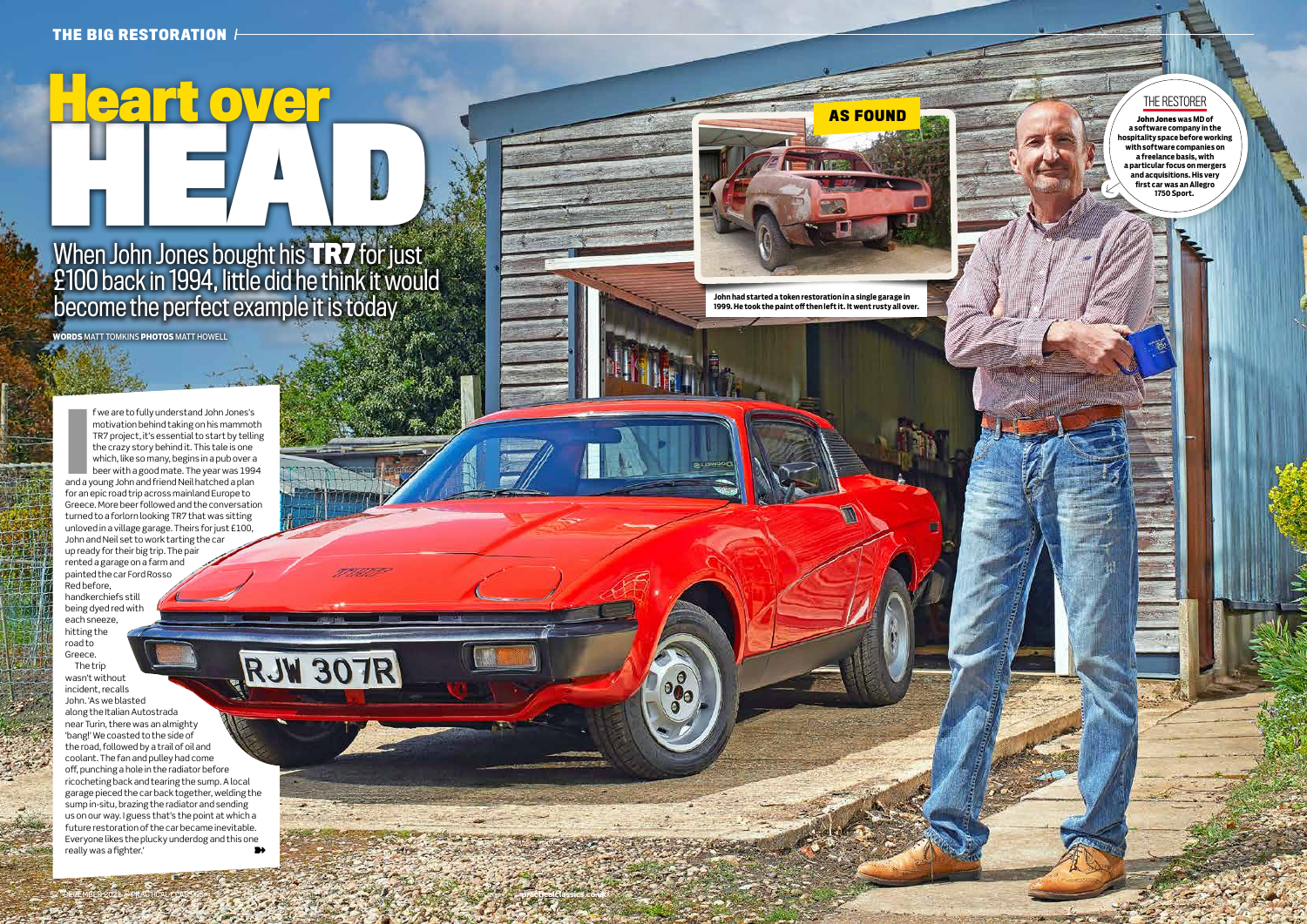# Heart over HEAD

## When John Jones bought his **TR7** for just £100 back in 1994, little did he think it would become the perfect example it is today

**WORDS** MATT TOMKINS **PHOTOS** MATT HOWELL

If we are to fully understand John Jones's motivation behind taking on his mammoth TR7 project, it's essential to start by telling the crazy story behind it. This tale is one which, like so many, begins in a pub over a beer with a good mate. The year was 1994 and a young John and friend Neil hatched a plan for an epic road trip across mainland Europe to Greece. More beer followed and the conversation turned to a forlorn looking TR7 that was sitting unloved in a village garage. Theirs for just £100, John and Neil set to work tarting the car up ready for their big trip. The pair rented a garage on a farm and painted the car Ford Rosso Red before, handkerchiefs still being dyed red with each sneeze, hitting the road to Greece.

The trip wasn't without incident, recalls John. 'As we blasted along the Italian Autostrada near Turin, there was an almighty 'bang!' We coasted to the side of the road, followed by a trail of oil and coolant. The fan and pulley had come off, punching a hole in the radiator before ricocheting back and tearing the sump. A local garage pieced the car back together, welding the sump in-situ, brazing the radiator and sending us on our way. I guess that's the point at which a future restoration of the car became inevitable. Everyone likes the plucky underdog and this one really was a fighter.'

**AS FOUND**

John had started a token restoration in a single garage in 1999. He took the paint off then left it. It went rusty all over.

**THE RESTORER**

John Jones was MD of a software company in the hospitality space before working with software companies on a freelance basis, with a particular focus on mergers and acquisitions. His very first car was an Allegro 1750 Sport.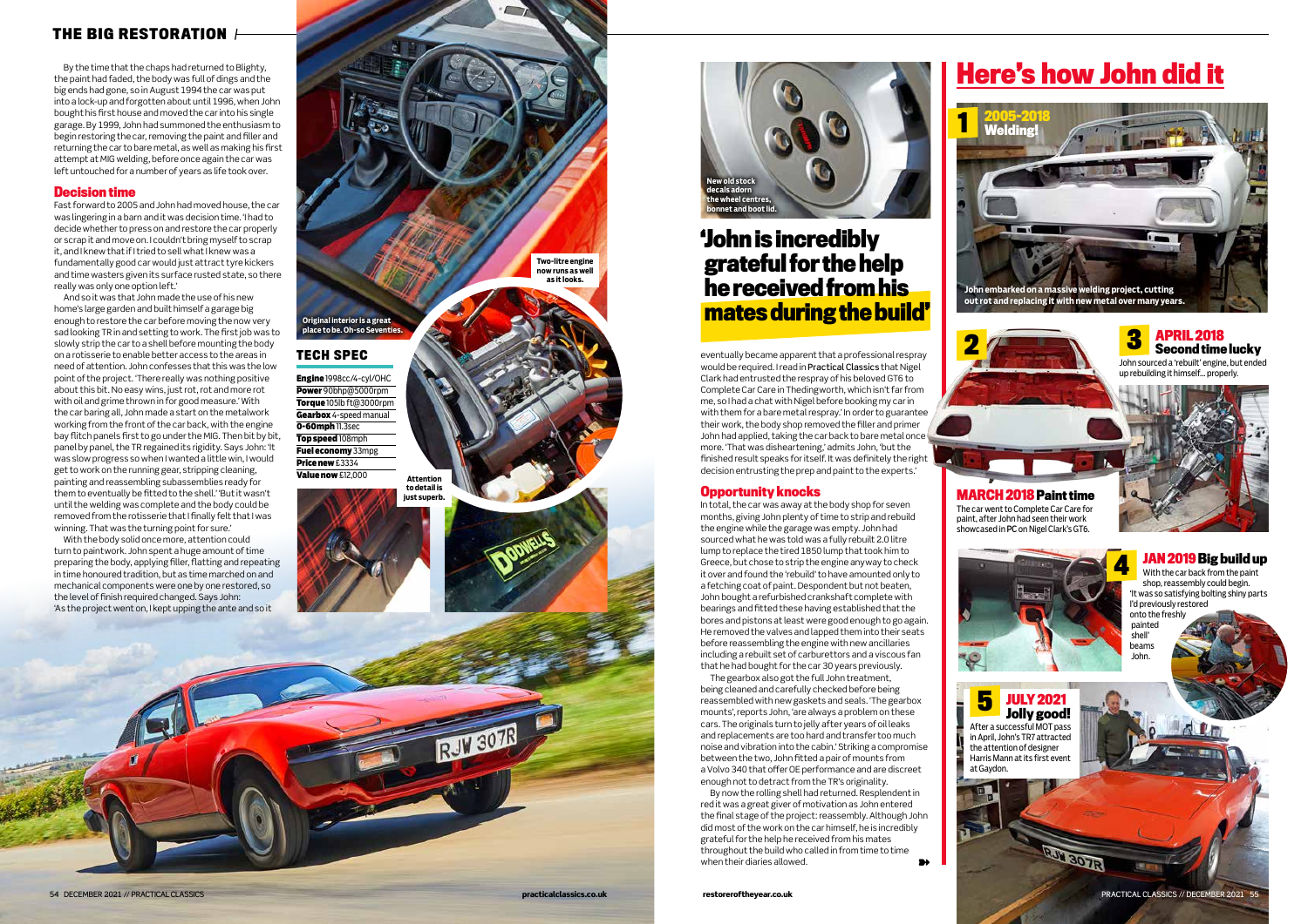By the time that the chaps had returned to Blighty, the paint had faded, the body was full of dings and the big ends had gone, so in August 1994 the car was put into a lock-up and forgotten about until 1996, when John bought his first house and moved the car into his single garage. By 1999, John had summoned the enthusiasm to begin restoring the car, removing the paint and filler and returning the car to bare metal, as well as making his first attempt at MIG welding, before once again the car was left untouched for a number of years as life took over.

## Decision time

Fast forward to 2005 and John had moved house, the car was lingering in a barn and it was decision time. 'I had to decide whether to press on and restore the car properly or scrap it and move on. I couldn't bring myself to scrap it, and I knew that if I tried to sell what I knew was a fundamentally good car would just attract tyre kickers and time wasters given its surface rusted state, so there really was only one option left.'

And so it was that John made the use of his new home's large garden and built himself a garage big enough to restore the car before moving the now very sad looking TR in and setting to work. The first job was to slowly strip the car to a shell before mounting the body on a rotisserie to enable better access to the areas in need of attention. John confesses that this was the low point of the project. 'There really was nothing positive about this bit. No easy wins, just rot, rot and more rot with oil and grime thrown in for good measure.' With the car baring all, John made a start on the metalwork working from the front of the car back, with the engine bay flitch panels first to go under the MIG. Then bit by bit, panel by panel, the TR regained its rigidity. Says John: 'It was slow progress so when I wanted a little win, I would get to work on the running gear, stripping cleaning, painting and reassembling subassemblies ready for them to eventually be fitted to the shell.' 'But it wasn't until the welding was complete and the body could be removed from the rotisserie that I finally felt that I was winning. That was the turning point for sure.'

With the body solid once more, attention could turn to paintwork. John spent a huge amount of time preparing the body, applying filler, flatting and repeating in time honoured tradition, but as time marched on and mechanical components were one by one restored, so the level of finish required changed. Says John: 'As the project went on, I kept upping the ante and so it eventually became apparent that a professional respray would be required. I read in Practical Classics that Nigel Clark had entrusted the respray of his beloved GT6 to Complete Car Care in Thedingworth, which isn't far from me, so I had a chat with Nigel before booking my car in with them for a bare metal respray.' In order to guarantee their work, the body shop removed the filler and primer John had applied, taking the car back to bare metal once more. 'That was disheartening,' admits John, 'but the finished result speaks for itself. It was definitely the right decision entrusting the prep and paint to the experts.'

Original interior is a great place to be. Oh-so Seventies.

Two-litre engine now runs as well as it looks.

Attention to detail is just superb.

New old stock decals adorn the wheel centres, bonnet and boot lid.

### TECH SPEC

| | |
|---|---|
| **Engine** | 1998cc/4-cyl/OHC |
| **Power** | 90bhp@5000rpm |
| **Torque** | 105lb ft@3000rpm |
| **Gearbox** | 4-speed manual |
| **0-60mph** | 11.3sec |
| **Top speed** | 108mph |
| **Fuel economy** | 33mpg |
| **Price new** | £3334 |
| **Value now** | £12,000 |

## 'John is incredibly grateful for the help he received from his mates during the build'

## Opportunity knocks

In total, the car was away at the body shop for seven months, giving John plenty of time to strip and rebuild the engine while the garage was empty. John had sourced what he was told was a fully rebuilt 2.0 litre lump to replace the tired 1850 lump that took him to Greece, but chose to strip the engine anyway to check it over and found the 'rebuild' to have amounted only to a fetching coat of paint. Despondent but not beaten, John bought a refurbished crankshaft complete with bearings and fitted these having established that the bores and pistons at least were good enough to go again. He removed the valves and lapped them into their seats before reassembling the engine with new ancillaries including a rebuilt set of carburettors and a viscous fan that he had bought for the car 30 years previously.

The gearbox also got the full John treatment, being cleaned and carefully checked before being reassembled with new gaskets and seals. 'The gearbox mounts', reports John, 'are always a problem on these cars. The originals turn to jelly after years of oil leaks and replacements are too hard and transfer too much noise and vibration into the cabin.' Striking a compromise between the two, John fitted a pair of mounts from a Volvo 340 that offer OE performance and are discreet enough not to detract from the TR's originality.

By now the rolling shell had returned. Resplendent in red it was a great giver of motivation as John entered the final stage of the project: reassembly. Although John did most of the work on the car himself, he is incredibly grateful for the help he received from his mates throughout the build who called in from time to time when their diaries allowed.

# Here's how John did it

### 1 2005-2018 Welding!

John embarked on a massive welding project, cutting out rot and replacing it with new metal over many years.

### 2 MARCH 2018 Paint time

The car went to Complete Car Care for paint, after John had seen their work showcased in PC on Nigel Clark's GT6.

### 3 APRIL 2018 Second time lucky

John sourced a 'rebuilt' engine, but ended up rebuilding it himself... properly.

### 4 JAN 2019 Big build up

With the car back from the paint shop, reassembly could begin. 'It was so satisfying bolting shiny parts I'd previously restored onto the freshly painted shell' beams John.

### 5 JULY 2021 Jolly good!

After a successful MOT pass in April, John's TR7 attracted the attention of designer Harris Mann at its first event at Gaydon.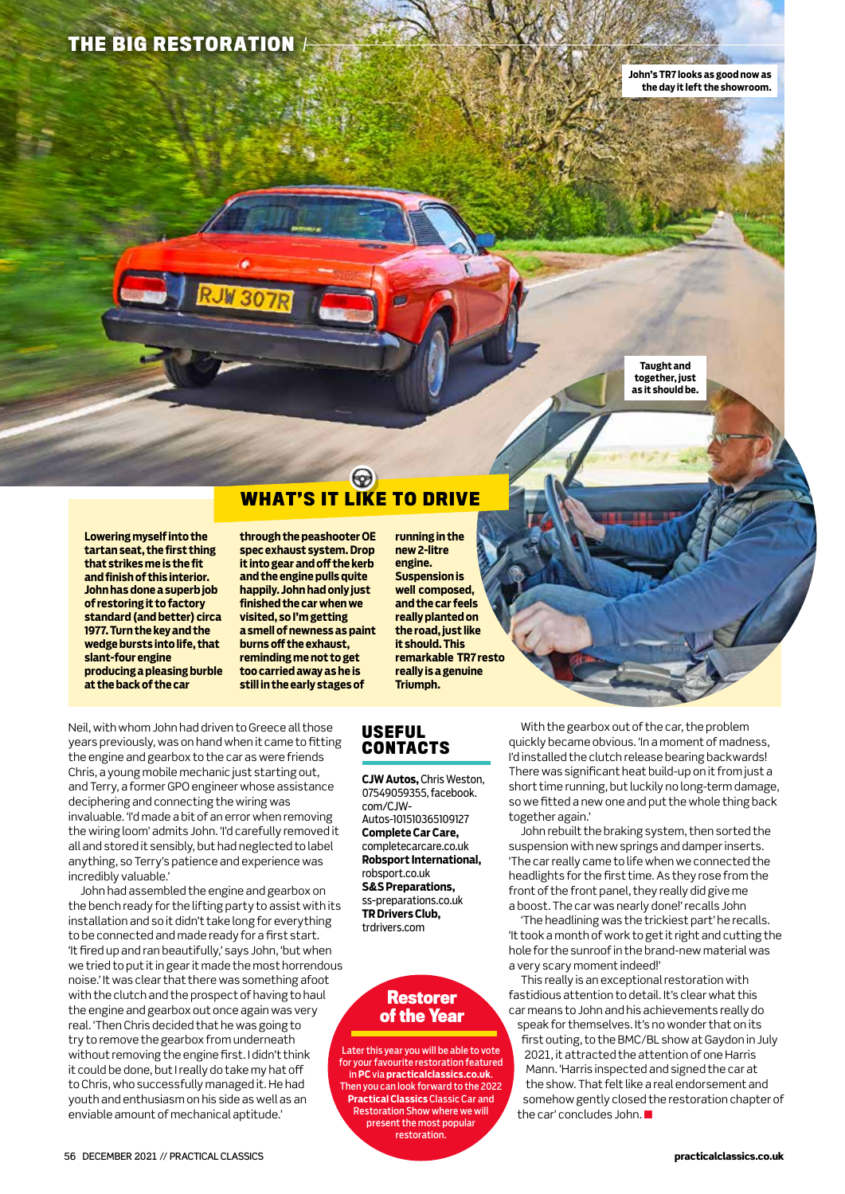John's TR7 looks as good now as the day it left the showroom.

Taught and together, just as it should be.

## WHAT'S IT LIKE TO DRIVE

**Lowering myself into the tartan seat, the first thing that strikes me is the fit and finish of this interior. John has done a superb job of restoring it to factory standard (and better) circa 1977. Turn the key and the wedge bursts into life, that slant-four engine producing a pleasing burble at the back of the car through the peashooter OE spec exhaust system. Drop it into gear and off the kerb and the engine pulls quite happily. John had only just finished the car when we visited, so I'm getting a smell of newness as paint burns off the exhaust, reminding me not to get too carried away as he is still in the early stages of running in the new 2-litre engine. Suspension is well composed, and the car feels really planted on the road, just like it should. This remarkable TR7 resto really is a genuine Triumph.**

Neil, with whom John had driven to Greece all those years previously, was on hand when it came to fitting the engine and gearbox to the car as were friends Chris, a young mobile mechanic just starting out, and Terry, a former GPO engineer whose assistance deciphering and connecting the wiring was invaluable. 'I'd made a bit of an error when removing the wiring loom' admits John. 'I'd carefully removed it all and stored it sensibly, but had neglected to label anything, so Terry's patience and experience was incredibly valuable.'

John had assembled the engine and gearbox on the bench ready for the lifting party to assist with its installation and so it didn't take long for everything to be connected and made ready for a first start. 'It fired up and ran beautifully,' says John, 'but when we tried to put it in gear it made the most horrendous noise.' It was clear that there was something afoot with the clutch and the prospect of having to haul the engine and gearbox out once again was very real. 'Then Chris decided that he was going to try to remove the gearbox from underneath without removing the engine first. I didn't think it could be done, but I really do take my hat off to Chris, who successfully managed it. He had youth and enthusiasm on his side as well as an enviable amount of mechanical aptitude.'

With the gearbox out of the car, the problem quickly became obvious. 'In a moment of madness, I'd installed the clutch release bearing backwards! There was significant heat build-up on it from just a short time running, but luckily no long-term damage, so we fitted a new one and put the whole thing back together again.'

John rebuilt the braking system, then sorted the suspension with new springs and damper inserts. 'The car really came to life when we connected the headlights for the first time. As they rose from the front of the front panel, they really did give me a boost. The car was nearly done!' recalls John.

'The headlining was the trickiest part' he recalls. 'It took a month of work to get it right and cutting the hole for the sunroof in the brand-new material was a very scary moment indeed!'

This really is an exceptional restoration with fastidious attention to detail. It's clear what this car means to John and his achievements really do speak for themselves. It's no wonder that on its first outing, to the BMC/BL show at Gaydon in July 2021, it attracted the attention of one Harris Mann. 'Harris inspected and signed the car at the show. That felt like a real endorsement and somehow gently closed the restoration chapter of the car' concludes John. ■

## USEFUL CONTACTS

**CJW Autos,** Chris Weston, 07549059355, facebook.com/CJW-Autos-101510365109127
**Complete Car Care,** completecarcare.co.uk
**Robsport International,** robsport.co.uk
**S&S Preparations,** ss-preparations.co.uk
**TR Drivers Club,** trdrivers.com

## Restorer of the Year

Later this year you will be able to vote for your favourite restoration featured in **PC** via **practicalclassics.co.uk.** Then you can look forward to the 2022 **Practical Classics** Classic Car and Restoration Show where we will present the most popular restoration.